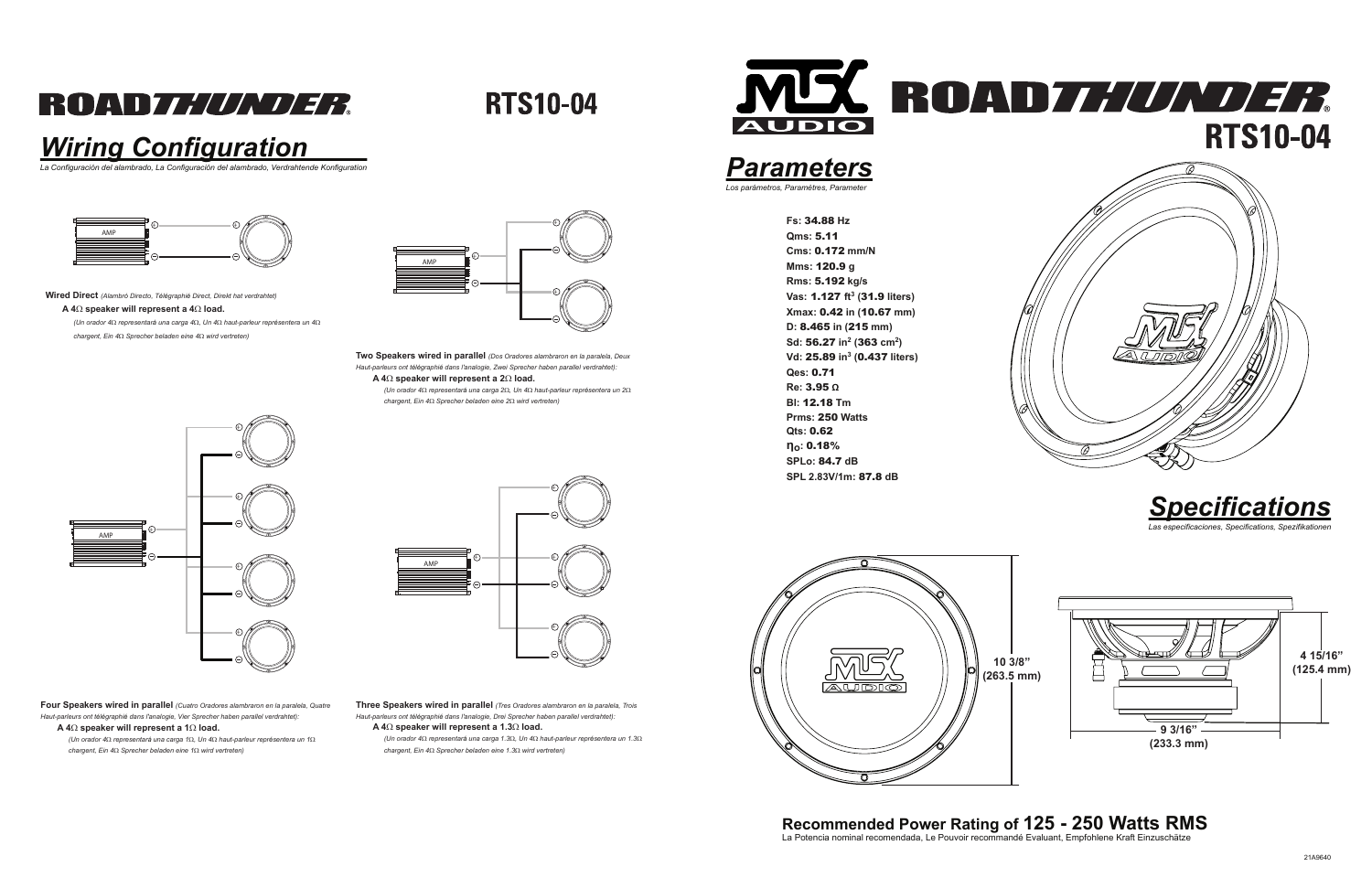# ROADTHUNDER RTS10-04

## Wiring Configuration

*La Configuración del alambrado, La Configuración del alambrado, Verdrahtende Konfiguration*

AMP

**Wired Direct** *(Alambró Directo, Télégraphié Direct, Direkt hat verdrahtet)*

**A 4Ω speaker will represent a 4Ω load.**

*(Un orador 4Ω representará una carga 4Ω, Un 4Ω haut-parleur représentera un 4Ω chargent, Ein 4Ω Sprecher beladen eine 4Ω wird vertreten)*

AMP

**Two Speakers wired in parallel** *(Dos Oradores alambraron en la paralela, Deux Haut-parleurs ont télégraphié dans l'analogie, Zwei Sprecher haben parallel verdrahtet):*

**A 4Ω speaker will represent a 2Ω load.**

*(Un orador 4Ω representará una carga 2Ω, Un 4Ω haut-parleur représentera un 2Ω chargent, Ein 4Ω Sprecher beladen eine 2Ω wird vertreten)*

AMP

**Four Speakers wired in parallel** *(Cuatro Oradores alambraron en la paralela, Quatre Haut-parleurs ont télégraphié dans l'analogie, Vier Sprecher haben parallel verdrahtet):*

**A 4Ω speaker will represent a 1Ω load.**

*(Un orador 4Ω representará una carga 1Ω, Un 4Ω haut-parleur représentera un 1Ω chargent, Ein 4Ω Sprecher beladen eine 1Ω wird vertreten)*

AMP

**Three Speakers wired in parallel** *(Tres Oradores alambraron en la paralela, Trois Haut-parleurs ont télégraphié dans l'analogie, Drei Sprecher haben parallel verdrahtet):*

**A 4Ω speaker will represent a 1.3Ω load.**

*(Un orador 4Ω representará una carga 1.3Ω, Un 4Ω haut-parleur représentera un 1.3Ω chargent, Ein 4Ω Sprecher beladen eine 1.3Ω wird vertreten)*

# MTX AUDIO ROADTHUNDER RTS10-04

## Parameters

*Los parámetros, Paramètres, Parameter*

**Fs:** 34.88 **Hz**
**Qms:** 5.11
**Cms:** 0.172 **mm/N**
**Mms:** 120.9 **g**
**Rms:** 5.192 **kg/s**
**Vas:** 1.127 **$ft^3$** (31.9 **liters)**
**Xmax:** 0.42 **in** (10.67 **mm)**
**D:** 8.465 **in** (215 **mm)**
**Sd:** 56.27 **$in^2$** (363 **$cm^2$)**
**Vd:** 25.89 **$in^3$** (0.437 **liters)**
**Qes:** 0.71
**Re:** 3.95 **Ω**
**Bl:** 12.18 **Tm**
**Prms:** 250 **Watts**
**Qts:** 0.62
**$\eta_O$:** 0.18%
**SPLo:** 84.7 **dB**
**SPL 2.83V/1m:** 87.8 **dB**

## Specifications

*Las especificaciones, Specifications, Spezifikationen*

10 3/8" (263.5 mm)

4 15/16" (125.4 mm)

9 3/16" (233.3 mm)

**Recommended Power Rating of 125 - 250 Watts RMS**

La Potencia nominal recomendada, Le Pouvoir recommandé Evaluant, Empfohlene Kraft Einzuschätze

21A9640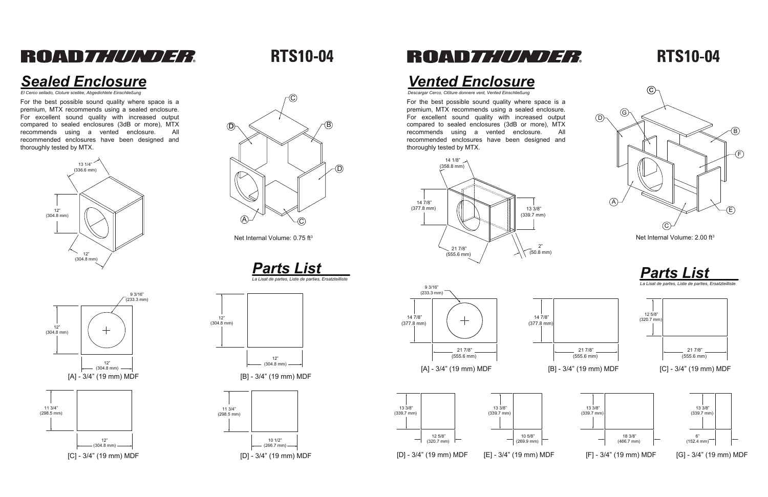# ROADTHUNDER

## RTS10-04

## *Sealed Enclosure*

*El Cerco sellado, Cloture scellée, Abgedichtete Einschließung*

For the best possible sound quality where space is a premium, MTX recommends using a sealed enclosure. For excellent sound quality with increased output compared to sealed enclosures (3dB or more), MTX recommends using a vented enclosure. All recommended enclosures have been designed and thoroughly tested by MTX.

13 1/4" (336.6 mm)
12" (304.8 mm)
12" (304.8 mm)

A, B, C, D

Net Internal Volume: 0.75 ft$^3$

## *Parts List*

*La Lisat de partes, Liste de parties, Ersatzteilliste*

9 3/16" (233.3 mm)
12" (304.8 mm)
12" (304.8 mm)
[A] - 3/4" (19 mm) MDF

12" (304.8 mm)
12" (304.8 mm)
[B] - 3/4" (19 mm) MDF

11 3/4" (298.5 mm)
12" (304.8 mm)
[C] - 3/4" (19 mm) MDF

11 3/4" (298.5 mm)
10 1/2" (266.7 mm)
[D] - 3/4" (19 mm) MDF

# ROADTHUNDER

## RTS10-04

## *Vented Enclosure*

*Descargar Cerco, Clôture donnere vent, Vented Einschließung*

For the best possible sound quality where space is a premium, MTX recommends using a sealed enclosure. For excellent sound quality with increased output compared to sealed enclosures (3dB or more), MTX recommends using a vented enclosure. All recommended enclosures have been designed and thoroughly tested by MTX.

14 1/8" (358.8 mm)
14 7/8" (377.8 mm)
13 3/8" (339.7 mm)
21 7/8" (555.6 mm)
2" (50.8 mm)

A, B, C, D, E, F, G

Net Internal Volume: 2.00 ft$^3$

## *Parts List*

*La Lisat de partes, Liste de parties, Ersatzteilliste*

9 3/16" (233.3 mm)
14 7/8" (377.8 mm)
21 7/8" (555.6 mm)
[A] - 3/4" (19 mm) MDF

14 7/8" (377.8 mm)
21 7/8" (555.6 mm)
[B] - 3/4" (19 mm) MDF

12 5/8" (320.7 mm)
21 7/8" (555.6 mm)
[C] - 3/4" (19 mm) MDF

13 3/8" (339.7 mm)
12 5/8" (320.7 mm)
[D] - 3/4" (19 mm) MDF

13 3/8" (339.7 mm)
10 5/8" (269.9 mm)
[E] - 3/4" (19 mm) MDF

13 3/8" (339.7 mm)
18 3/8" (466.7 mm)
[F] - 3/4" (19 mm) MDF

13 3/8" (339.7 mm)
6" (152.4 mm)
[G] - 3/4" (19 mm) MDF